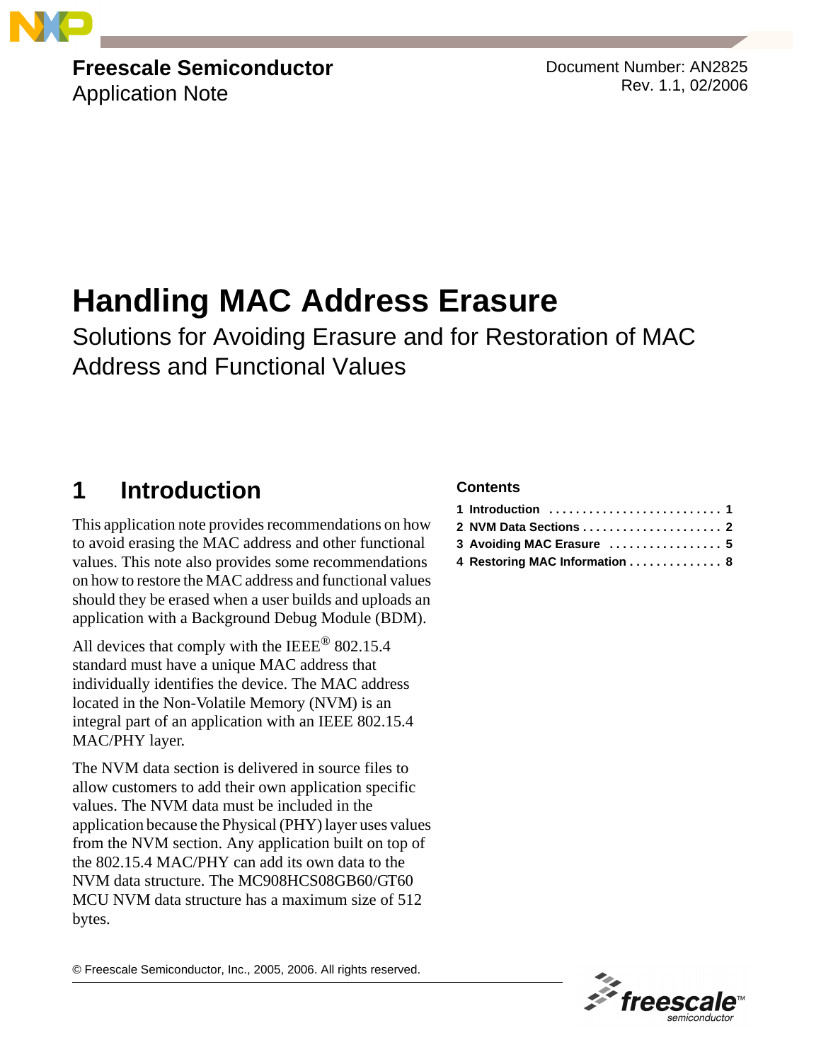Freescale Semiconductor
Application Note

Document Number: AN2825
Rev. 1.1, 02/2006

# Handling MAC Address Erasure

## Solutions for Avoiding Erasure and for Restoration of MAC Address and Functional Values

**Contents**

1 Introduction . . . . . . . . . . . . . . . . . . . . . . . . . . 1
2 NVM Data Sections . . . . . . . . . . . . . . . . . . . . . 2
3 Avoiding MAC Erasure . . . . . . . . . . . . . . . . . 5
4 Restoring MAC Information . . . . . . . . . . . . . . 8

## 1 Introduction

This application note provides recommendations on how to avoid erasing the MAC address and other functional values. This note also provides some recommendations on how to restore the MAC address and functional values should they be erased when a user builds and uploads an application with a Background Debug Module (BDM).

All devices that comply with the IEEE® 802.15.4 standard must have a unique MAC address that individually identifies the device. The MAC address located in the Non-Volatile Memory (NVM) is an integral part of an application with an IEEE 802.15.4 MAC/PHY layer.

The NVM data section is delivered in source files to allow customers to add their own application specific values. The NVM data must be included in the application because the Physical (PHY) layer uses values from the NVM section. Any application built on top of the 802.15.4 MAC/PHY can add its own data to the NVM data structure. The MC908HCS08GB60/GT60 MCU NVM data structure has a maximum size of 512 bytes.

© Freescale Semiconductor, Inc., 2005, 2006. All rights reserved.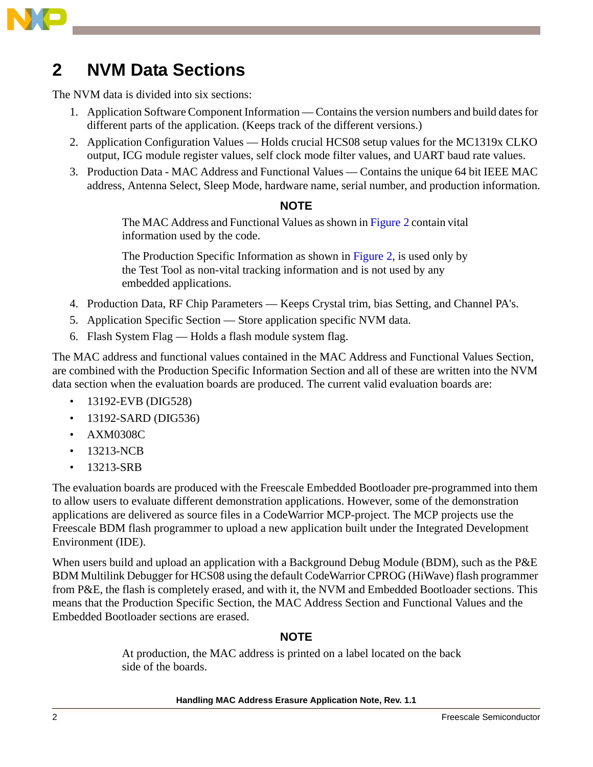# 2 NVM Data Sections

The NVM data is divided into six sections:

1. Application Software Component Information — Contains the version numbers and build dates for different parts of the application. (Keeps track of the different versions.)
2. Application Configuration Values — Holds crucial HCS08 setup values for the MC1319x CLKO output, ICG module register values, self clock mode filter values, and UART baud rate values.
3. Production Data - MAC Address and Functional Values — Contains the unique 64 bit IEEE MAC address, Antenna Select, Sleep Mode, hardware name, serial number, and production information.

**NOTE**

The MAC Address and Functional Values as shown in Figure 2 contain vital information used by the code.

The Production Specific Information as shown in Figure 2, is used only by the Test Tool as non-vital tracking information and is not used by any embedded applications.

4. Production Data, RF Chip Parameters — Keeps Crystal trim, bias Setting, and Channel PA's.
5. Application Specific Section — Store application specific NVM data.
6. Flash System Flag — Holds a flash module system flag.

The MAC address and functional values contained in the MAC Address and Functional Values Section, are combined with the Production Specific Information Section and all of these are written into the NVM data section when the evaluation boards are produced. The current valid evaluation boards are:

- 13192-EVB (DIG528)
- 13192-SARD (DIG536)
- AXM0308C
- 13213-NCB
- 13213-SRB

The evaluation boards are produced with the Freescale Embedded Bootloader pre-programmed into them to allow users to evaluate different demonstration applications. However, some of the demonstration applications are delivered as source files in a CodeWarrior MCP-project. The MCP projects use the Freescale BDM flash programmer to upload a new application built under the Integrated Development Environment (IDE).

When users build and upload an application with a Background Debug Module (BDM), such as the P&E BDM Multilink Debugger for HCS08 using the default CodeWarrior CPROG (HiWave) flash programmer from P&E, the flash is completely erased, and with it, the NVM and Embedded Bootloader sections. This means that the Production Specific Section, the MAC Address Section and Functional Values and the Embedded Bootloader sections are erased.

**NOTE**

At production, the MAC address is printed on a label located on the back side of the boards.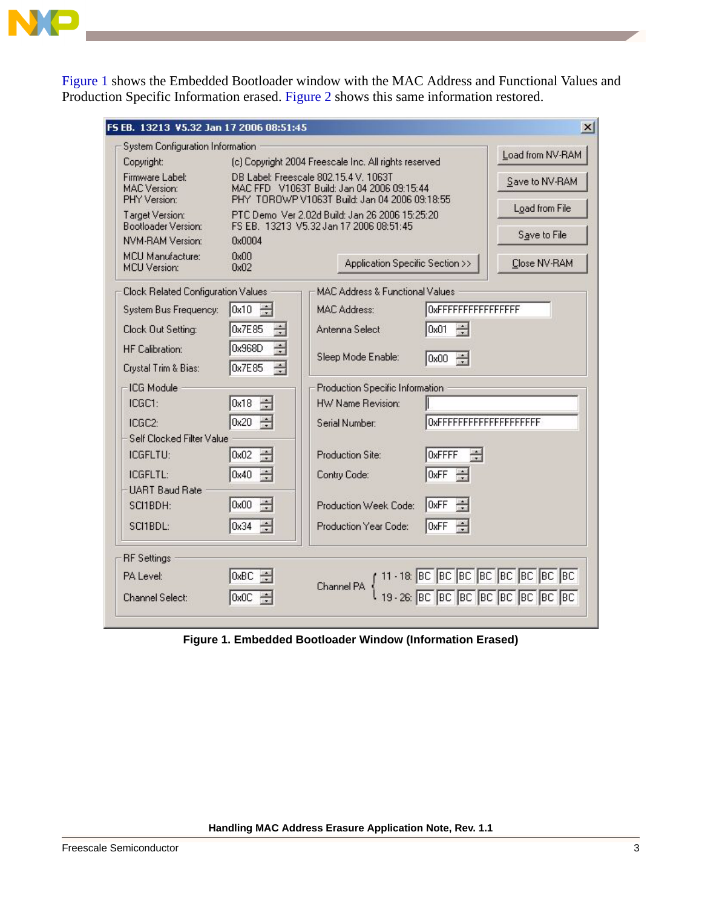Figure 1 shows the Embedded Bootloader window with the MAC Address and Functional Values and Production Specific Information erased. Figure 2 shows this same information restored.

**Figure 1. Embedded Bootloader Window (Information Erased)**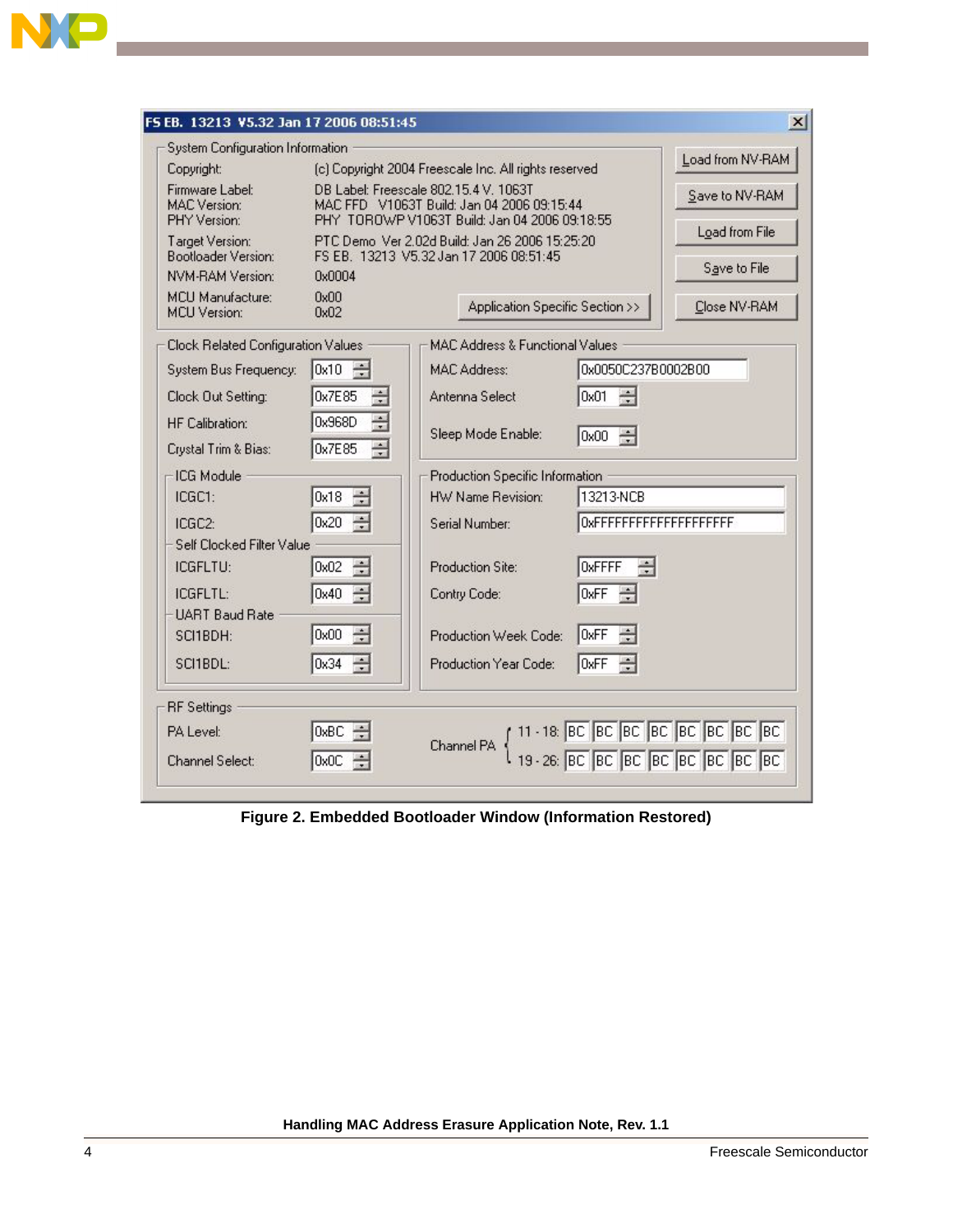FS EB. 13213 V5.32 Jan 17 2006 08:51:45

**System Configuration Information**

| | |
|---|---|
| Copyright: | (c) Copyright 2004 Freescale Inc. All rights reserved |
| Firmware Label: | DB Label: Freescale 802.15.4 V. 1063T |
| MAC Version: | MAC FFD V1063T Build: Jan 04 2006 09:15:44 |
| PHY Version: | PHY TOROWP V1063T Build: Jan 04 2006 09:18:55 |
| Target Version: | PTC Demo Ver 2.02d Build: Jan 26 2006 15:25:20 |
| Bootloader Version: | FS EB. 13213 V5.32 Jan 17 2006 08:51:45 |
| NVM-RAM Version: | 0x0004 |
| MCU Manufacture: | 0x00 |
| MCU Version: | 0x02 |

Application Specific Section >>

Load from NV-RAM | Save to NV-RAM | Load from File | Save to File | Close NV-RAM

**Clock Related Configuration Values**

| | |
|---|---|
| System Bus Frequency: | 0x10 |
| Clock Out Setting: | 0x7E85 |
| HF Calibration: | 0x968D |
| Crystal Trim & Bias: | 0x7E85 |
| *ICG Module* | |
| ICGC1: | 0x18 |
| ICGC2: | 0x20 |
| *Self Clocked Filter Value* | |
| ICGFLTU: | 0x02 |
| ICGFLTL: | 0x40 |
| *UART Baud Rate* | |
| SCI1BDH: | 0x00 |
| SCI1BDL: | 0x34 |

**MAC Address & Functional Values**

| | |
|---|---|
| MAC Address: | 0x0050C237B0002B00 |
| Antenna Select | 0x01 |
| Sleep Mode Enable: | 0x00 |

**Production Specific Information**

| | |
|---|---|
| HW Name Revision: | 13213-NCB |
| Serial Number: | 0xFFFFFFFFFFFFFFFFFFFF |
| Production Site: | 0xFFFF |
| Contry Code: | 0xFF |
| Production Week Code: | 0xFF |
| Production Year Code: | 0xFF |

**RF Settings**

| | |
|---|---|
| PA Level: | 0xBC |
| Channel Select: | 0x0C |

Channel PA

| | | | | | | | | |
|---|---|---|---|---|---|---|---|---|
| 11 - 18: | BC | BC | BC | BC | BC | BC | BC | BC |
| 19 - 26: | BC | BC | BC | BC | BC | BC | BC | BC |

**Figure 2. Embedded Bootloader Window (Information Restored)**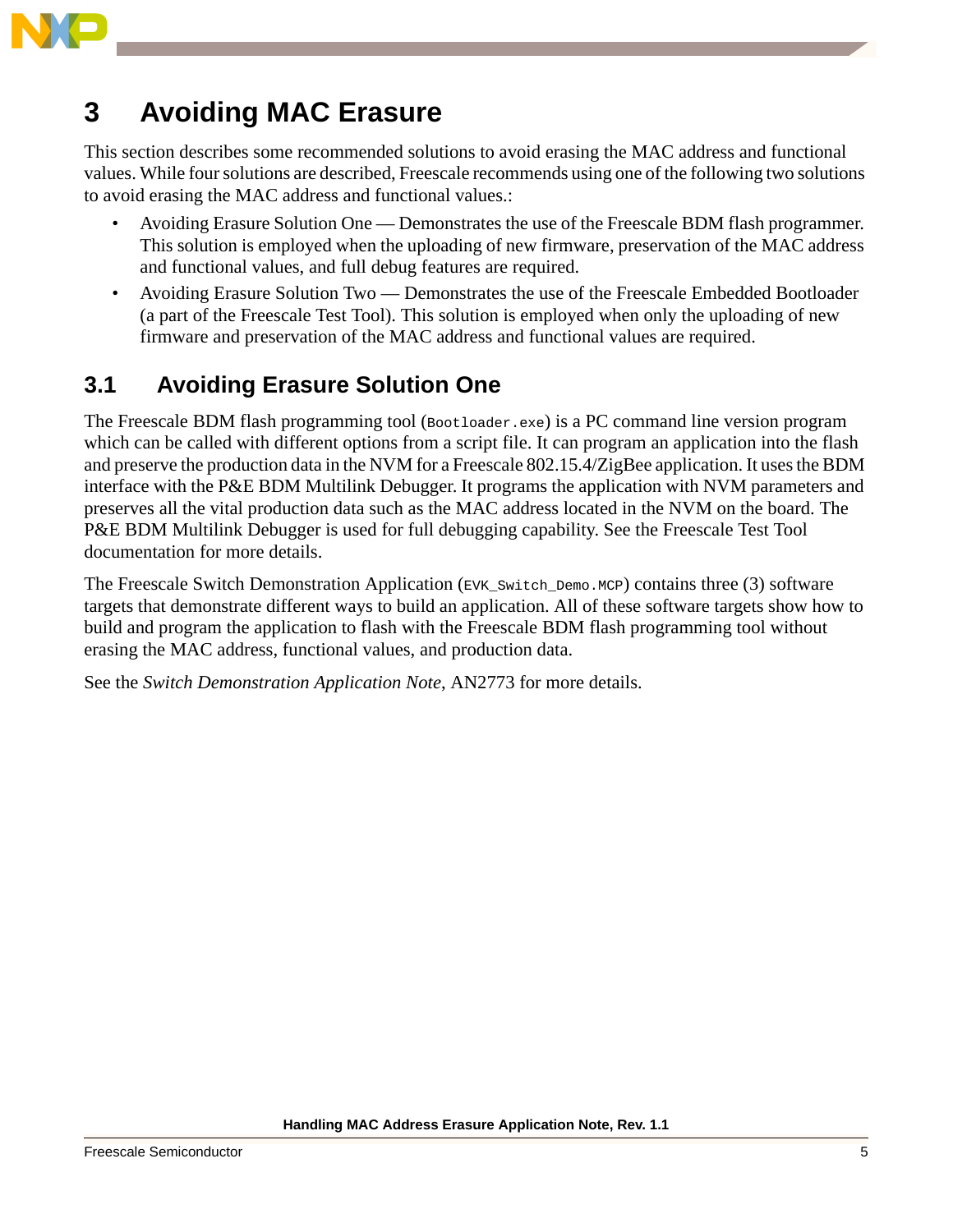# 3 Avoiding MAC Erasure

This section describes some recommended solutions to avoid erasing the MAC address and functional values. While four solutions are described, Freescale recommends using one of the following two solutions to avoid erasing the MAC address and functional values.:

- Avoiding Erasure Solution One — Demonstrates the use of the Freescale BDM flash programmer. This solution is employed when the uploading of new firmware, preservation of the MAC address and functional values, and full debug features are required.
- Avoiding Erasure Solution Two — Demonstrates the use of the Freescale Embedded Bootloader (a part of the Freescale Test Tool). This solution is employed when only the uploading of new firmware and preservation of the MAC address and functional values are required.

## 3.1 Avoiding Erasure Solution One

The Freescale BDM flash programming tool (`Bootloader.exe`) is a PC command line version program which can be called with different options from a script file. It can program an application into the flash and preserve the production data in the NVM for a Freescale 802.15.4/ZigBee application. It uses the BDM interface with the P&E BDM Multilink Debugger. It programs the application with NVM parameters and preserves all the vital production data such as the MAC address located in the NVM on the board. The P&E BDM Multilink Debugger is used for full debugging capability. See the Freescale Test Tool documentation for more details.

The Freescale Switch Demonstration Application (`EVK_Switch_Demo.MCP`) contains three (3) software targets that demonstrate different ways to build an application. All of these software targets show how to build and program the application to flash with the Freescale BDM flash programming tool without erasing the MAC address, functional values, and production data.

See the *Switch Demonstration Application Note*, AN2773 for more details.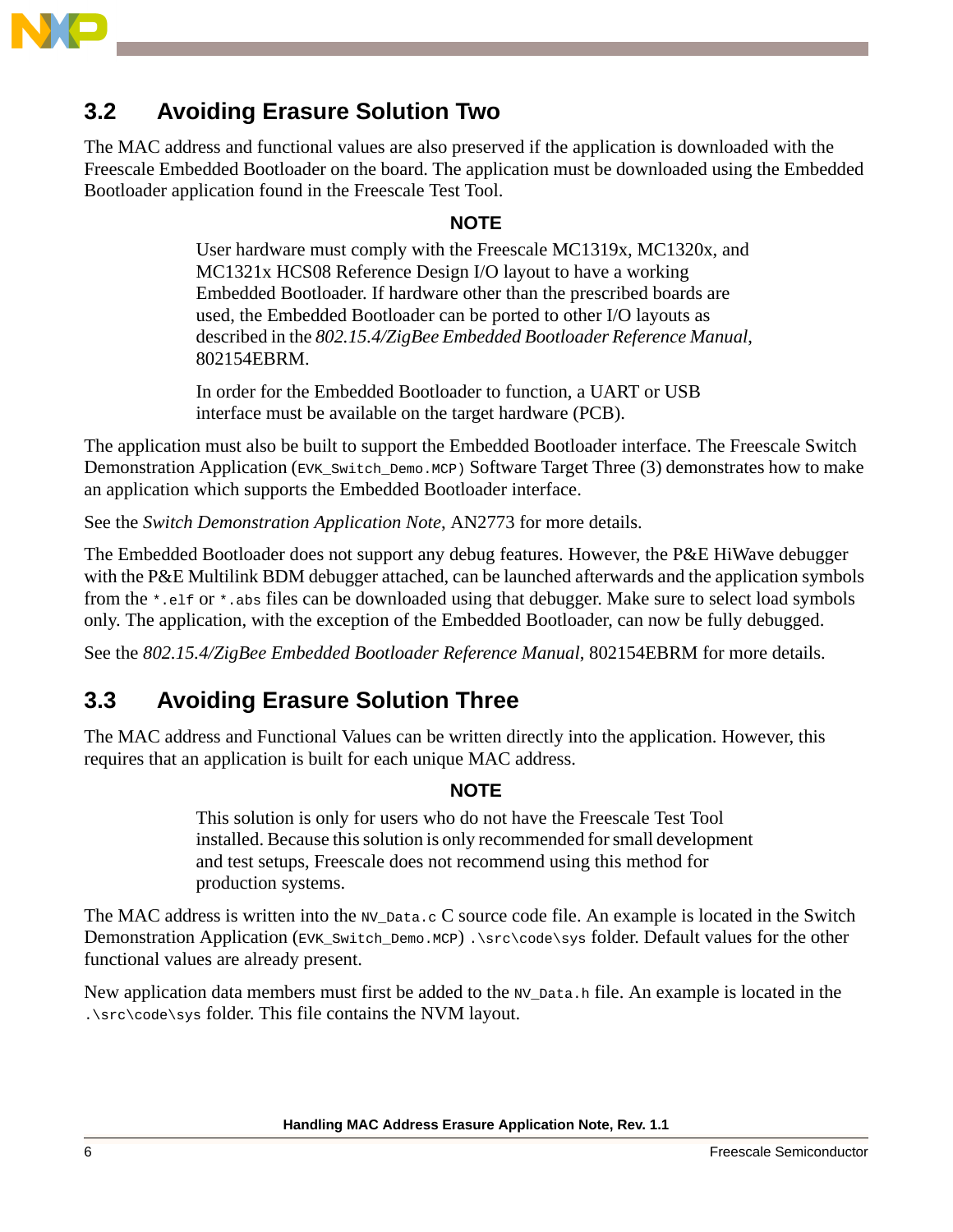## 3.2 Avoiding Erasure Solution Two

The MAC address and functional values are also preserved if the application is downloaded with the Freescale Embedded Bootloader on the board. The application must be downloaded using the Embedded Bootloader application found in the Freescale Test Tool.

**NOTE**

> User hardware must comply with the Freescale MC1319x, MC1320x, and MC1321x HCS08 Reference Design I/O layout to have a working Embedded Bootloader. If hardware other than the prescribed boards are used, the Embedded Bootloader can be ported to other I/O layouts as described in the *802.15.4/ZigBee Embedded Bootloader Reference Manual*, 802154EBRM.
>
> In order for the Embedded Bootloader to function, a UART or USB interface must be available on the target hardware (PCB).

The application must also be built to support the Embedded Bootloader interface. The Freescale Switch Demonstration Application (`EVK_Switch_Demo.MCP`) Software Target Three (3) demonstrates how to make an application which supports the Embedded Bootloader interface.

See the *Switch Demonstration Application Note*, AN2773 for more details.

The Embedded Bootloader does not support any debug features. However, the P&E HiWave debugger with the P&E Multilink BDM debugger attached, can be launched afterwards and the application symbols from the `*.elf` or `*.abs` files can be downloaded using that debugger. Make sure to select load symbols only. The application, with the exception of the Embedded Bootloader, can now be fully debugged.

See the *802.15.4/ZigBee Embedded Bootloader Reference Manual*, 802154EBRM for more details.

## 3.3 Avoiding Erasure Solution Three

The MAC address and Functional Values can be written directly into the application. However, this requires that an application is built for each unique MAC address.

**NOTE**

> This solution is only for users who do not have the Freescale Test Tool installed. Because this solution is only recommended for small development and test setups, Freescale does not recommend using this method for production systems.

The MAC address is written into the `NV_Data.c` C source code file. An example is located in the Switch Demonstration Application (`EVK_Switch_Demo.MCP`) `.\src\code\sys` folder. Default values for the other functional values are already present.

New application data members must first be added to the `NV_Data.h` file. An example is located in the `.\src\code\sys` folder. This file contains the NVM layout.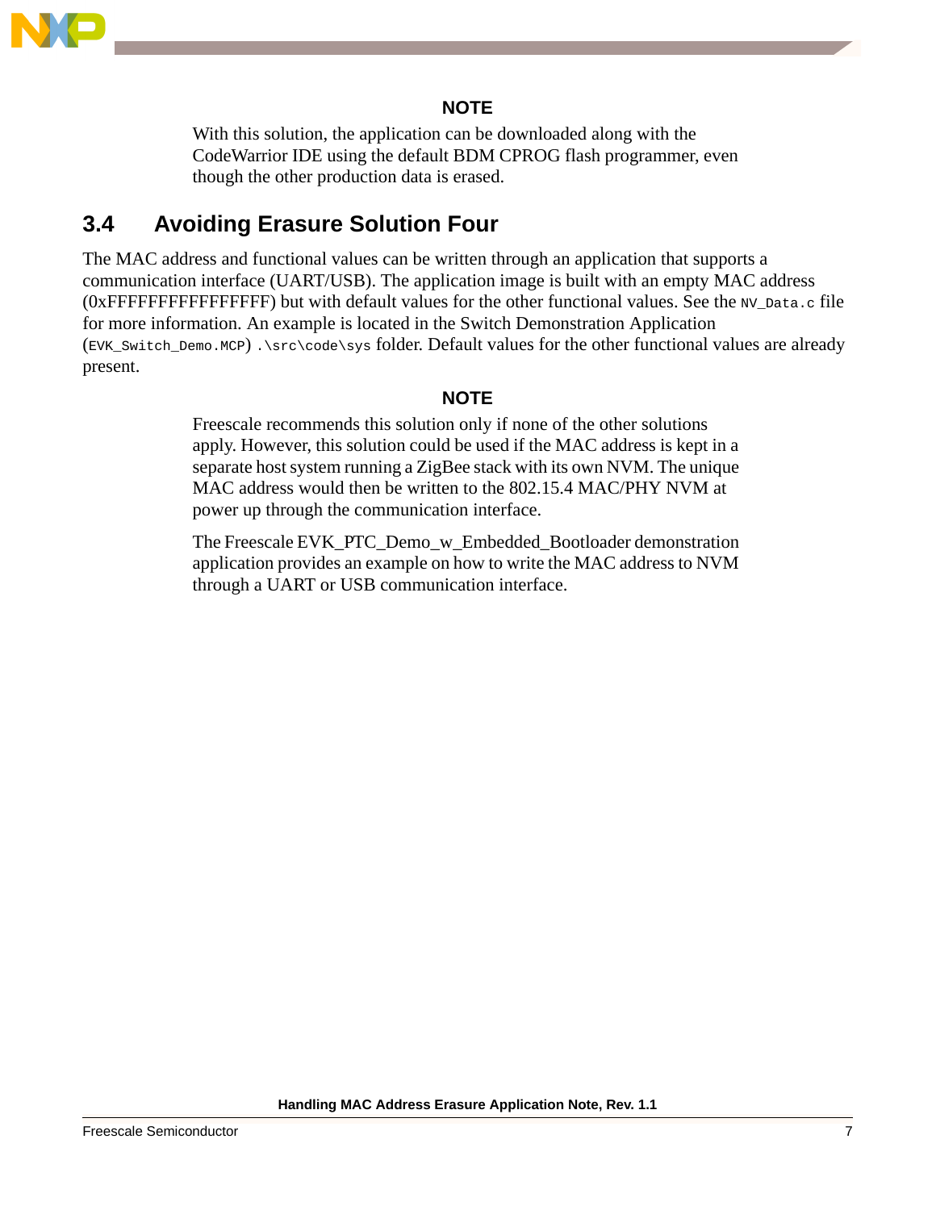**NOTE**

With this solution, the application can be downloaded along with the CodeWarrior IDE using the default BDM CPROG flash programmer, even though the other production data is erased.

## 3.4 Avoiding Erasure Solution Four

The MAC address and functional values can be written through an application that supports a communication interface (UART/USB). The application image is built with an empty MAC address (0xFFFFFFFFFFFFFFFF) but with default values for the other functional values. See the `NV_Data.c` file for more information. An example is located in the Switch Demonstration Application (`EVK_Switch_Demo.MCP`) `.\src\code\sys` folder. Default values for the other functional values are already present.

**NOTE**

Freescale recommends this solution only if none of the other solutions apply. However, this solution could be used if the MAC address is kept in a separate host system running a ZigBee stack with its own NVM. The unique MAC address would then be written to the 802.15.4 MAC/PHY NVM at power up through the communication interface.

The Freescale EVK_PTC_Demo_w_Embedded_Bootloader demonstration application provides an example on how to write the MAC address to NVM through a UART or USB communication interface.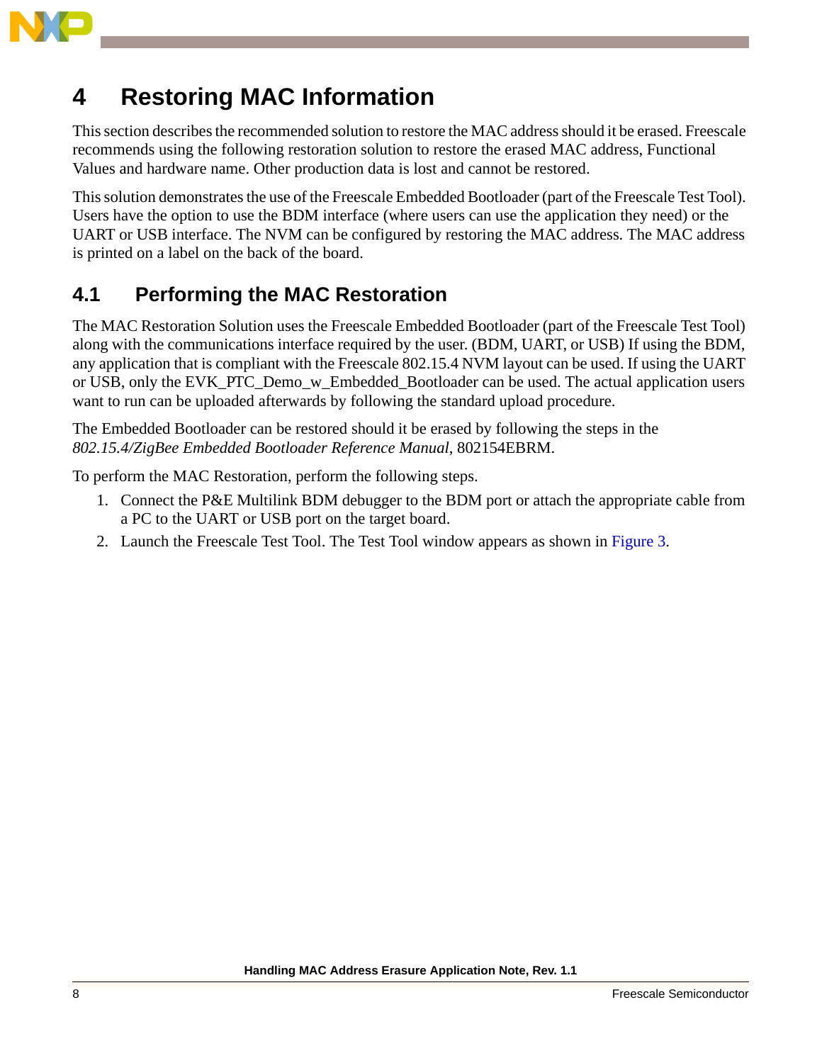# 4 Restoring MAC Information

This section describes the recommended solution to restore the MAC address should it be erased. Freescale recommends using the following restoration solution to restore the erased MAC address, Functional Values and hardware name. Other production data is lost and cannot be restored.

This solution demonstrates the use of the Freescale Embedded Bootloader (part of the Freescale Test Tool). Users have the option to use the BDM interface (where users can use the application they need) or the UART or USB interface. The NVM can be configured by restoring the MAC address. The MAC address is printed on a label on the back of the board.

## 4.1 Performing the MAC Restoration

The MAC Restoration Solution uses the Freescale Embedded Bootloader (part of the Freescale Test Tool) along with the communications interface required by the user. (BDM, UART, or USB) If using the BDM, any application that is compliant with the Freescale 802.15.4 NVM layout can be used. If using the UART or USB, only the EVK_PTC_Demo_w_Embedded_Bootloader can be used. The actual application users want to run can be uploaded afterwards by following the standard upload procedure.

The Embedded Bootloader can be restored should it be erased by following the steps in the *802.15.4/ZigBee Embedded Bootloader Reference Manual*, 802154EBRM.

To perform the MAC Restoration, perform the following steps.

1. Connect the P&E Multilink BDM debugger to the BDM port or attach the appropriate cable from a PC to the UART or USB port on the target board.
2. Launch the Freescale Test Tool. The Test Tool window appears as shown in Figure 3.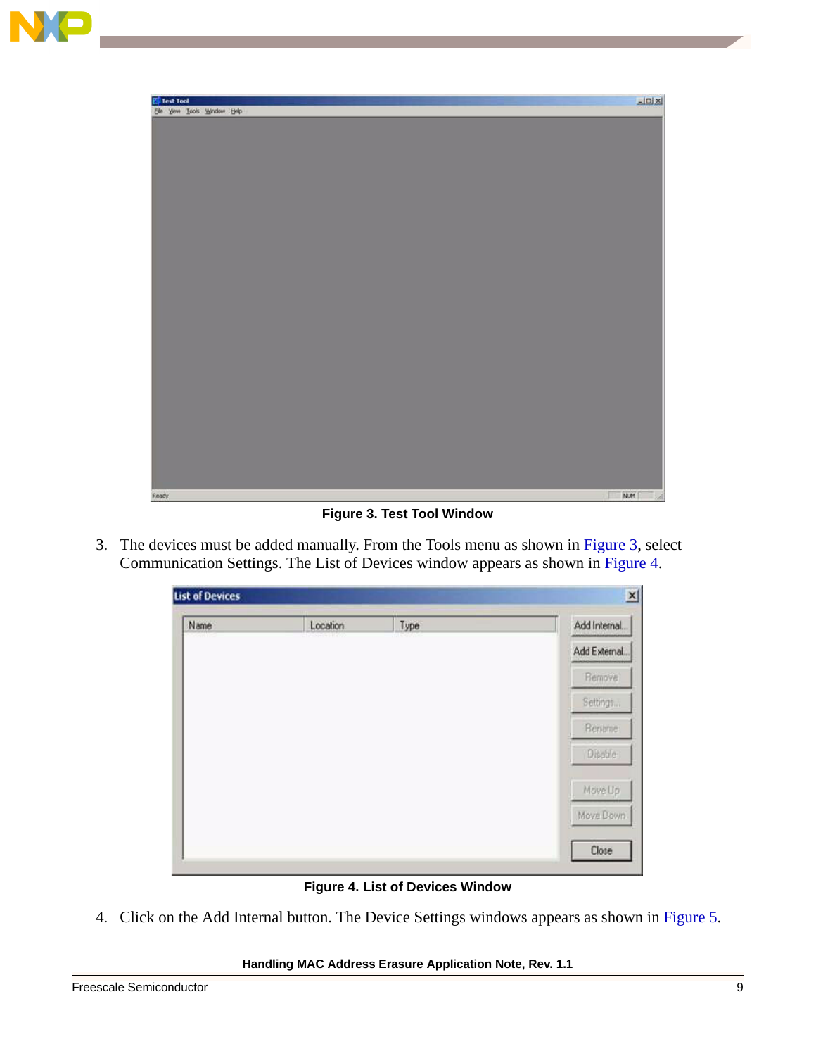Figure 3. Test Tool Window

3. The devices must be added manually. From the Tools menu as shown in Figure 3, select Communication Settings. The List of Devices window appears as shown in Figure 4.

Figure 4. List of Devices Window

4. Click on the Add Internal button. The Device Settings windows appears as shown in Figure 5.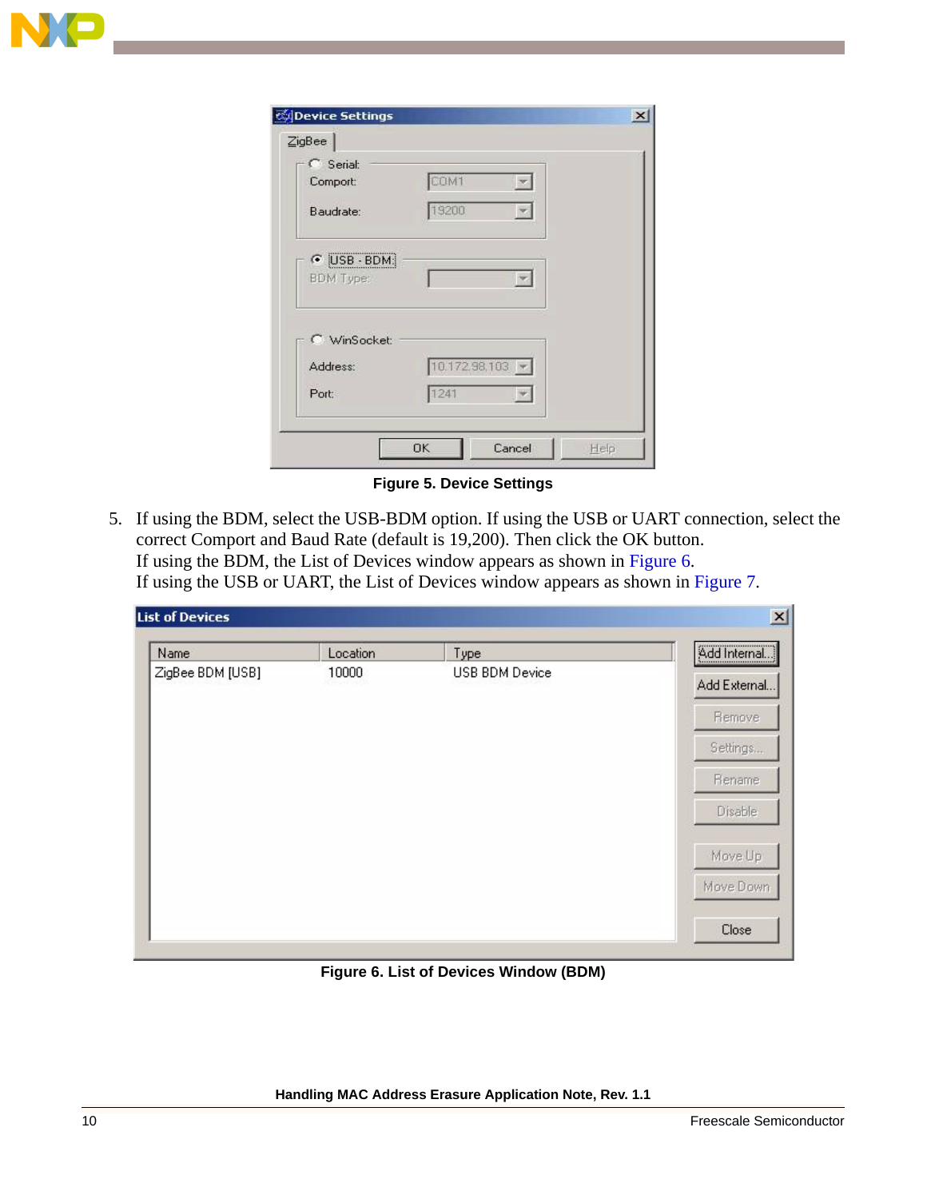Figure 5. Device Settings

5. If using the BDM, select the USB-BDM option. If using the USB or UART connection, select the correct Comport and Baud Rate (default is 19,200). Then click the OK button.
   If using the BDM, the List of Devices window appears as shown in Figure 6.
   If using the USB or UART, the List of Devices window appears as shown in Figure 7.

Figure 6. List of Devices Window (BDM)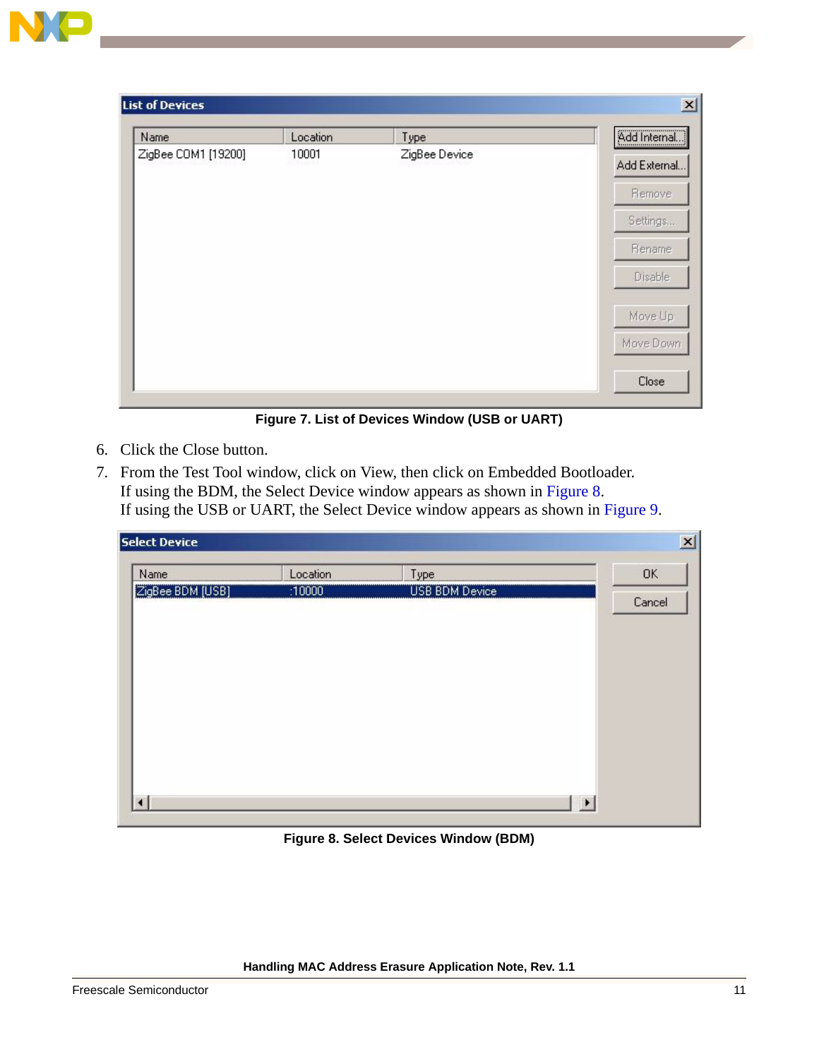Figure 7. List of Devices Window (USB or UART)

6. Click the Close button.
7. From the Test Tool window, click on View, then click on Embedded Bootloader.
   If using the BDM, the Select Device window appears as shown in Figure 8.
   If using the USB or UART, the Select Device window appears as shown in Figure 9.

Figure 8. Select Devices Window (BDM)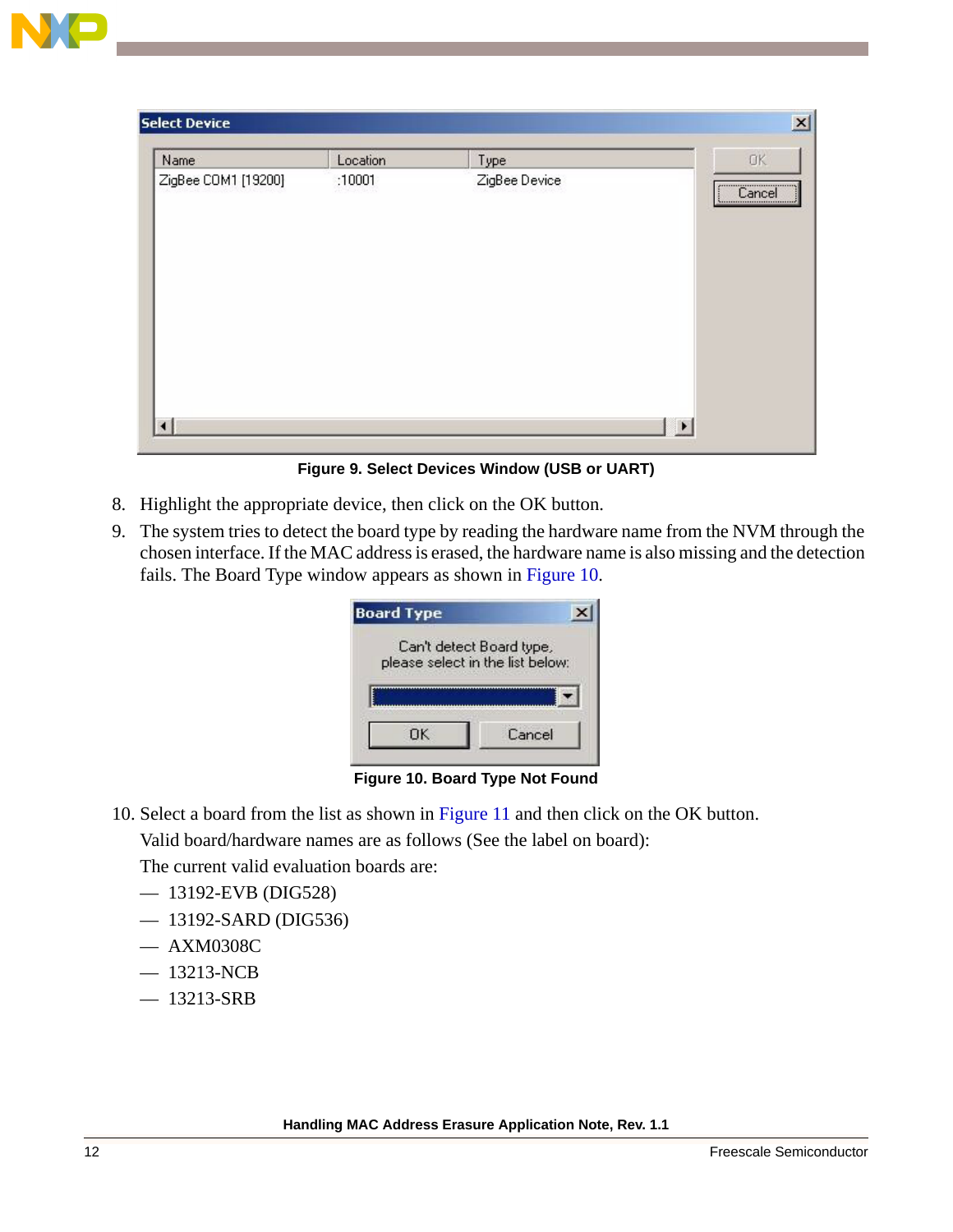**Figure 9. Select Devices Window (USB or UART)**

8. Highlight the appropriate device, then click on the OK button.
9. The system tries to detect the board type by reading the hardware name from the NVM through the chosen interface. If the MAC address is erased, the hardware name is also missing and the detection fails. The Board Type window appears as shown in Figure 10.

**Figure 10. Board Type Not Found**

10. Select a board from the list as shown in Figure 11 and then click on the OK button.

    Valid board/hardware names are as follows (See the label on board):

    The current valid evaluation boards are:

    — 13192-EVB (DIG528)

    — 13192-SARD (DIG536)

    — AXM0308C

    — 13213-NCB

    — 13213-SRB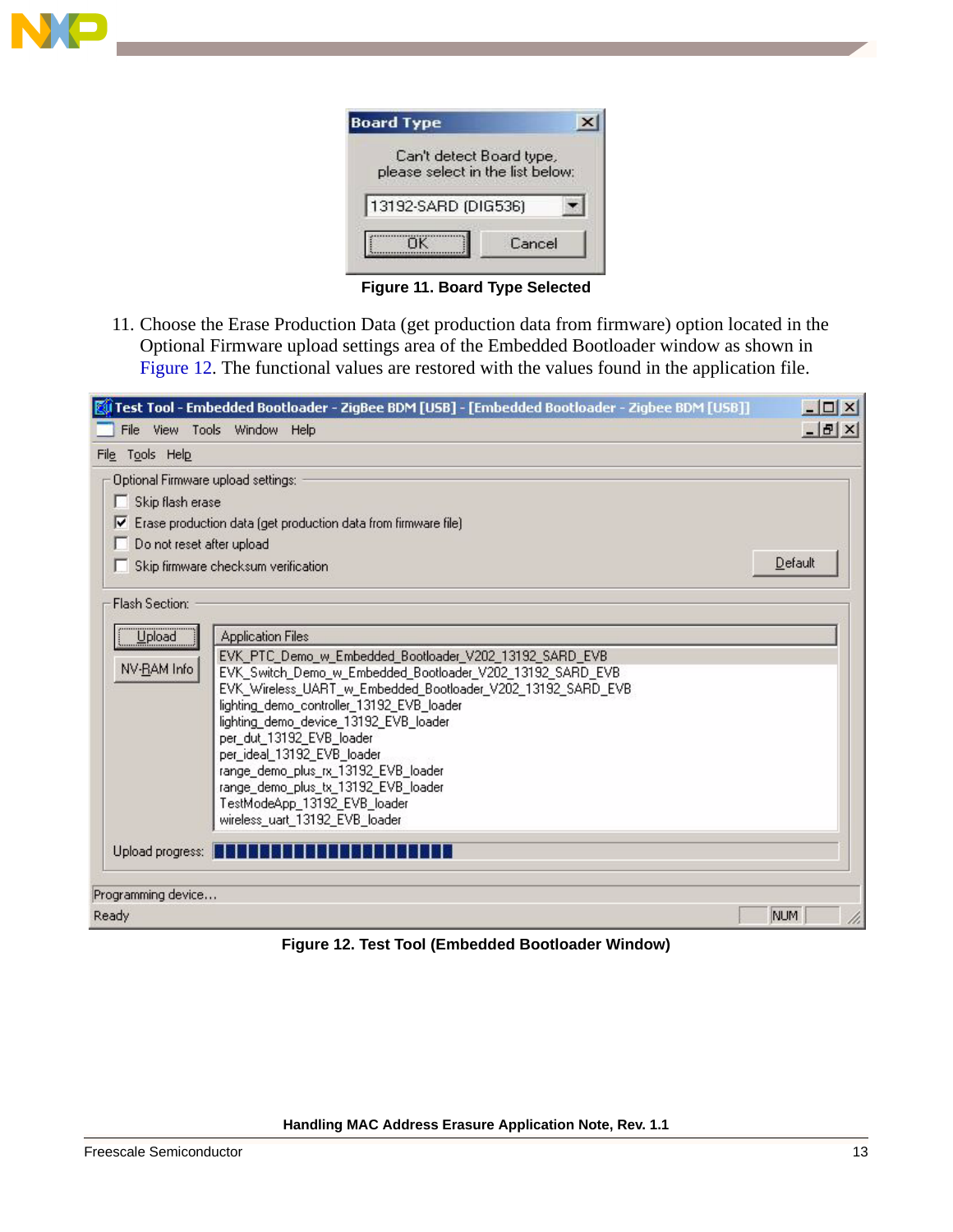Figure 11. Board Type Selected

11. Choose the Erase Production Data (get production data from firmware) option located in the Optional Firmware upload settings area of the Embedded Bootloader window as shown in Figure 12. The functional values are restored with the values found in the application file.

Figure 12. Test Tool (Embedded Bootloader Window)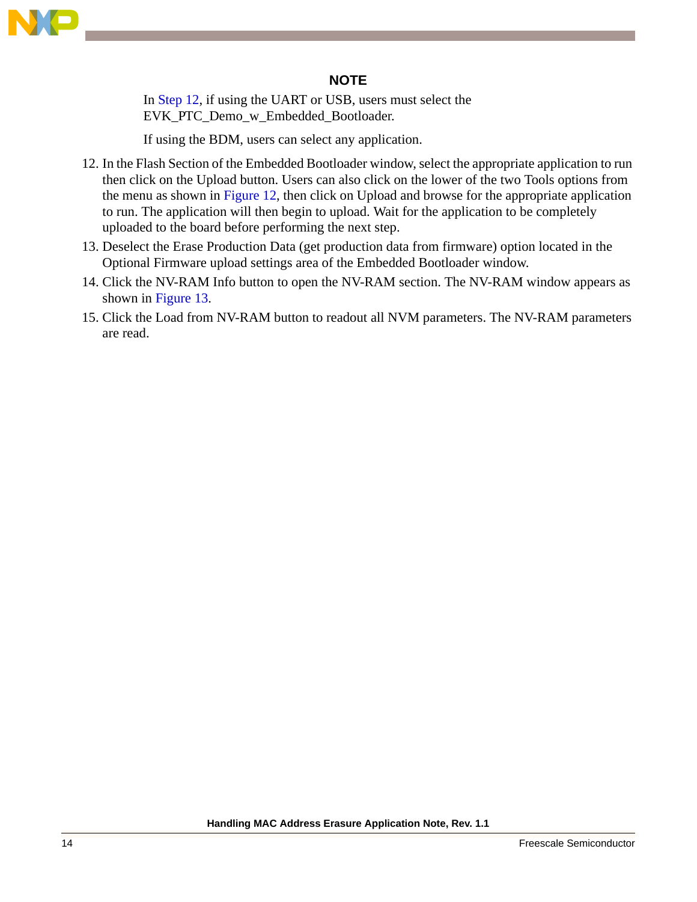**NOTE**

In Step 12, if using the UART or USB, users must select the EVK_PTC_Demo_w_Embedded_Bootloader.

If using the BDM, users can select any application.

12. In the Flash Section of the Embedded Bootloader window, select the appropriate application to run then click on the Upload button. Users can also click on the lower of the two Tools options from the menu as shown in Figure 12, then click on Upload and browse for the appropriate application to run. The application will then begin to upload. Wait for the application to be completely uploaded to the board before performing the next step.
13. Deselect the Erase Production Data (get production data from firmware) option located in the Optional Firmware upload settings area of the Embedded Bootloader window.
14. Click the NV-RAM Info button to open the NV-RAM section. The NV-RAM window appears as shown in Figure 13.
15. Click the Load from NV-RAM button to readout all NVM parameters. The NV-RAM parameters are read.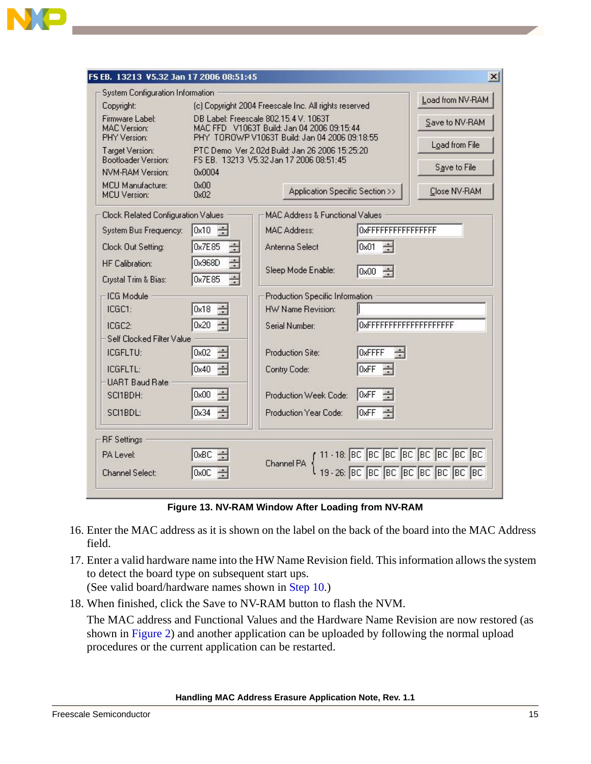Figure 13. NV-RAM Window After Loading from NV-RAM

16. Enter the MAC address as it is shown on the label on the back of the board into the MAC Address field.
17. Enter a valid hardware name into the HW Name Revision field. This information allows the system to detect the board type on subsequent start ups.
(See valid board/hardware names shown in Step 10.)
18. When finished, click the Save to NV-RAM button to flash the NVM.

The MAC address and Functional Values and the Hardware Name Revision are now restored (as shown in Figure 2) and another application can be uploaded by following the normal upload procedures or the current application can be restarted.